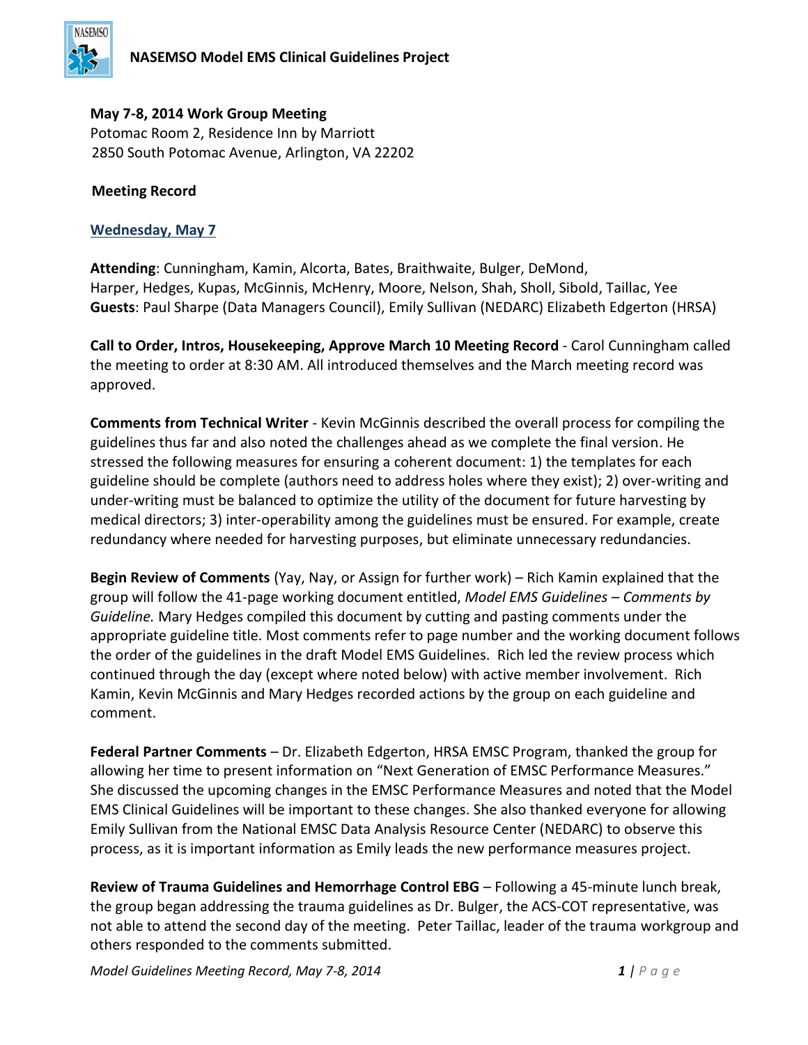# NASEMSO Model EMS Clinical Guidelines Project

**May 7-8, 2014 Work Group Meeting**
Potomac Room 2, Residence Inn by Marriott
2850 South Potomac Avenue, Arlington, VA 22202

**Meeting Record**

## Wednesday, May 7

**Attending**: Cunningham, Kamin, Alcorta, Bates, Braithwaite, Bulger, DeMond, Harper, Hedges, Kupas, McGinnis, McHenry, Moore, Nelson, Shah, Sholl, Sibold, Taillac, Yee
**Guests**: Paul Sharpe (Data Managers Council), Emily Sullivan (NEDARC) Elizabeth Edgerton (HRSA)

**Call to Order, Intros, Housekeeping, Approve March 10 Meeting Record** - Carol Cunningham called the meeting to order at 8:30 AM. All introduced themselves and the March meeting record was approved.

**Comments from Technical Writer** - Kevin McGinnis described the overall process for compiling the guidelines thus far and also noted the challenges ahead as we complete the final version. He stressed the following measures for ensuring a coherent document: 1) the templates for each guideline should be complete (authors need to address holes where they exist); 2) over-writing and under-writing must be balanced to optimize the utility of the document for future harvesting by medical directors; 3) inter-operability among the guidelines must be ensured. For example, create redundancy where needed for harvesting purposes, but eliminate unnecessary redundancies.

**Begin Review of Comments** (Yay, Nay, or Assign for further work) – Rich Kamin explained that the group will follow the 41-page working document entitled, *Model EMS Guidelines – Comments by Guideline.* Mary Hedges compiled this document by cutting and pasting comments under the appropriate guideline title. Most comments refer to page number and the working document follows the order of the guidelines in the draft Model EMS Guidelines. Rich led the review process which continued through the day (except where noted below) with active member involvement. Rich Kamin, Kevin McGinnis and Mary Hedges recorded actions by the group on each guideline and comment.

**Federal Partner Comments** – Dr. Elizabeth Edgerton, HRSA EMSC Program, thanked the group for allowing her time to present information on "Next Generation of EMSC Performance Measures." She discussed the upcoming changes in the EMSC Performance Measures and noted that the Model EMS Clinical Guidelines will be important to these changes. She also thanked everyone for allowing Emily Sullivan from the National EMSC Data Analysis Resource Center (NEDARC) to observe this process, as it is important information as Emily leads the new performance measures project.

**Review of Trauma Guidelines and Hemorrhage Control EBG** – Following a 45-minute lunch break, the group began addressing the trauma guidelines as Dr. Bulger, the ACS-COT representative, was not able to attend the second day of the meeting. Peter Taillac, leader of the trauma workgroup and others responded to the comments submitted.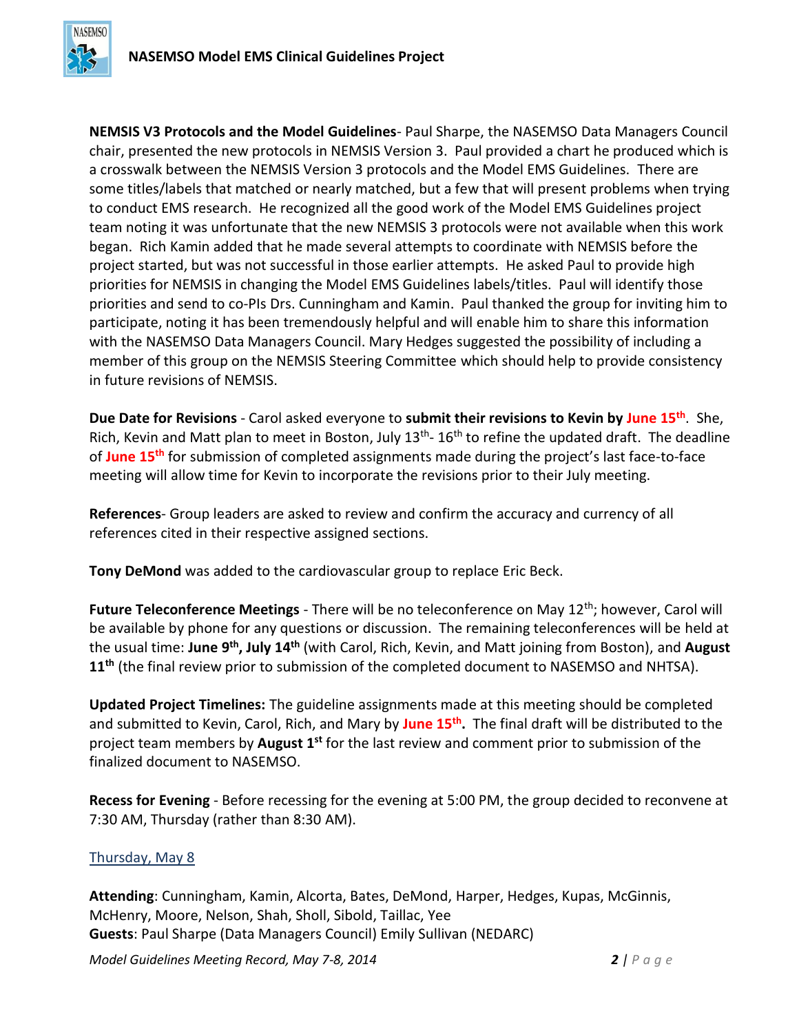**NEMSIS V3 Protocols and the Model Guidelines**- Paul Sharpe, the NASEMSO Data Managers Council chair, presented the new protocols in NEMSIS Version 3. Paul provided a chart he produced which is a crosswalk between the NEMSIS Version 3 protocols and the Model EMS Guidelines. There are some titles/labels that matched or nearly matched, but a few that will present problems when trying to conduct EMS research. He recognized all the good work of the Model EMS Guidelines project team noting it was unfortunate that the new NEMSIS 3 protocols were not available when this work began. Rich Kamin added that he made several attempts to coordinate with NEMSIS before the project started, but was not successful in those earlier attempts. He asked Paul to provide high priorities for NEMSIS in changing the Model EMS Guidelines labels/titles. Paul will identify those priorities and send to co-PIs Drs. Cunningham and Kamin. Paul thanked the group for inviting him to participate, noting it has been tremendously helpful and will enable him to share this information with the NASEMSO Data Managers Council. Mary Hedges suggested the possibility of including a member of this group on the NEMSIS Steering Committee which should help to provide consistency in future revisions of NEMSIS.

**Due Date for Revisions** - Carol asked everyone to **submit their revisions to Kevin by June 15th**. She, Rich, Kevin and Matt plan to meet in Boston, July 13th- 16th to refine the updated draft. The deadline of **June 15th** for submission of completed assignments made during the project's last face-to-face meeting will allow time for Kevin to incorporate the revisions prior to their July meeting.

**References**- Group leaders are asked to review and confirm the accuracy and currency of all references cited in their respective assigned sections.

**Tony DeMond** was added to the cardiovascular group to replace Eric Beck.

**Future Teleconference Meetings** - There will be no teleconference on May 12th; however, Carol will be available by phone for any questions or discussion. The remaining teleconferences will be held at the usual time: **June 9th, July 14th** (with Carol, Rich, Kevin, and Matt joining from Boston), and **August 11th** (the final review prior to submission of the completed document to NASEMSO and NHTSA).

**Updated Project Timelines:** The guideline assignments made at this meeting should be completed and submitted to Kevin, Carol, Rich, and Mary by **June 15th.** The final draft will be distributed to the project team members by **August 1st** for the last review and comment prior to submission of the finalized document to NASEMSO.

**Recess for Evening** - Before recessing for the evening at 5:00 PM, the group decided to reconvene at 7:30 AM, Thursday (rather than 8:30 AM).

## Thursday, May 8

**Attending**: Cunningham, Kamin, Alcorta, Bates, DeMond, Harper, Hedges, Kupas, McGinnis, McHenry, Moore, Nelson, Shah, Sholl, Sibold, Taillac, Yee
**Guests**: Paul Sharpe (Data Managers Council) Emily Sullivan (NEDARC)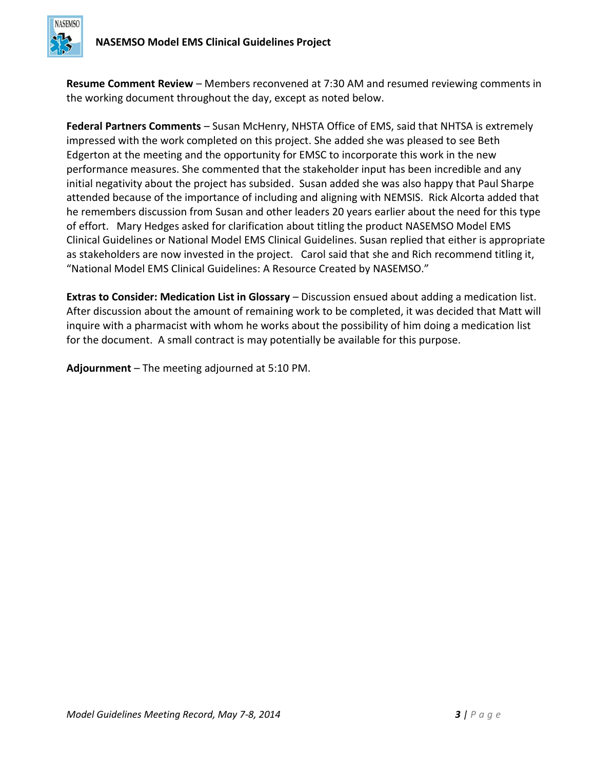**Resume Comment Review** – Members reconvened at 7:30 AM and resumed reviewing comments in the working document throughout the day, except as noted below.

**Federal Partners Comments** – Susan McHenry, NHSTA Office of EMS, said that NHTSA is extremely impressed with the work completed on this project. She added she was pleased to see Beth Edgerton at the meeting and the opportunity for EMSC to incorporate this work in the new performance measures. She commented that the stakeholder input has been incredible and any initial negativity about the project has subsided. Susan added she was also happy that Paul Sharpe attended because of the importance of including and aligning with NEMSIS. Rick Alcorta added that he remembers discussion from Susan and other leaders 20 years earlier about the need for this type of effort. Mary Hedges asked for clarification about titling the product NASEMSO Model EMS Clinical Guidelines or National Model EMS Clinical Guidelines. Susan replied that either is appropriate as stakeholders are now invested in the project. Carol said that she and Rich recommend titling it, "National Model EMS Clinical Guidelines: A Resource Created by NASEMSO."

**Extras to Consider: Medication List in Glossary** – Discussion ensued about adding a medication list. After discussion about the amount of remaining work to be completed, it was decided that Matt will inquire with a pharmacist with whom he works about the possibility of him doing a medication list for the document. A small contract is may potentially be available for this purpose.

**Adjournment** – The meeting adjourned at 5:10 PM.